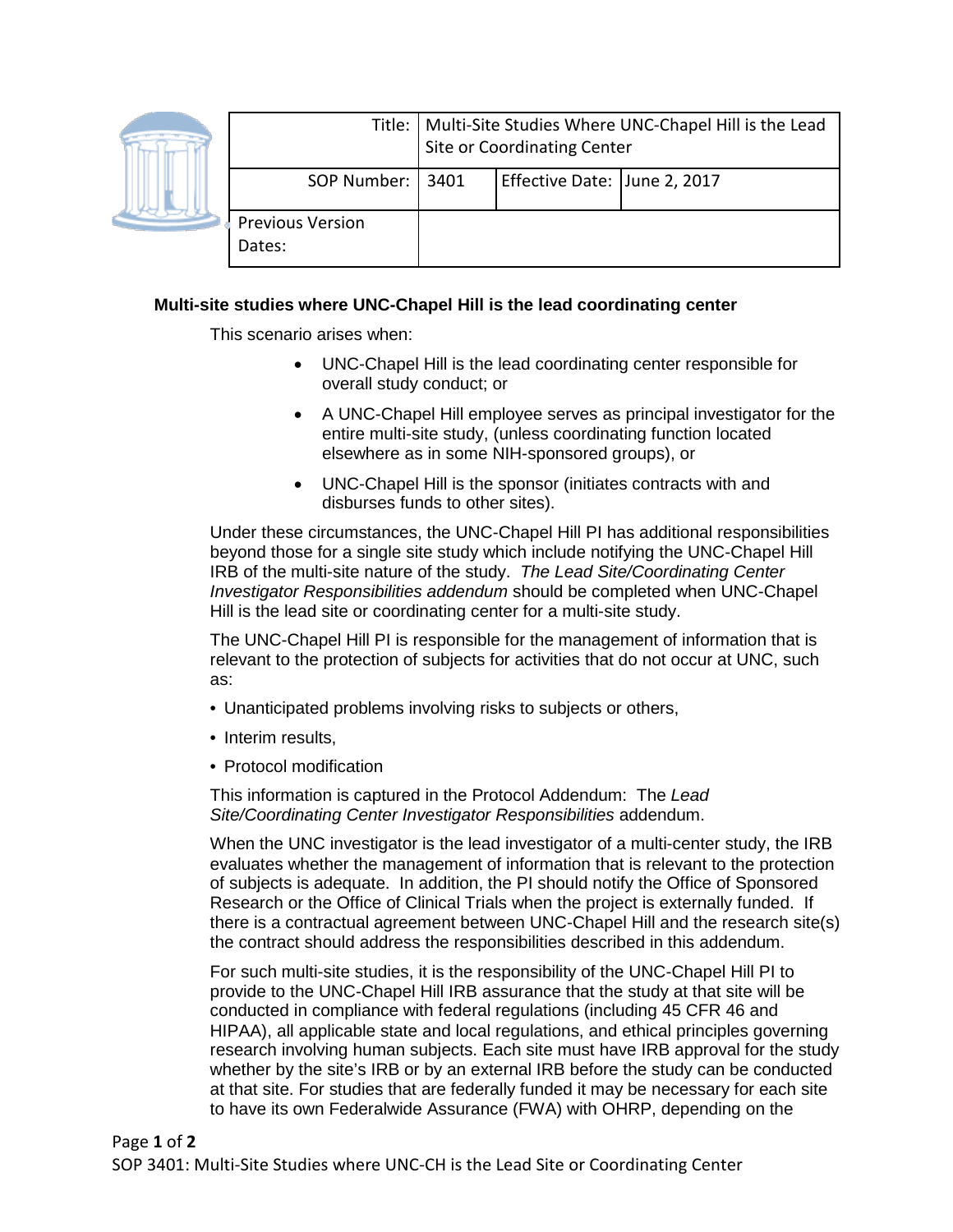| Title: | Multi-Site Studies Where UNC-Chapel Hill is the Lead Site or Coordinating Center | | |
|---|---|---|---|
| SOP Number: | 3401 | Effective Date: | June 2, 2017 |
| Previous Version Dates: | | | |

**Multi-site studies where UNC-Chapel Hill is the lead coordinating center**

This scenario arises when:

- UNC-Chapel Hill is the lead coordinating center responsible for overall study conduct; or
- A UNC-Chapel Hill employee serves as principal investigator for the entire multi-site study, (unless coordinating function located elsewhere as in some NIH-sponsored groups), or
- UNC-Chapel Hill is the sponsor (initiates contracts with and disburses funds to other sites).

Under these circumstances, the UNC-Chapel Hill PI has additional responsibilities beyond those for a single site study which include notifying the UNC-Chapel Hill IRB of the multi-site nature of the study. *The Lead Site/Coordinating Center Investigator Responsibilities addendum* should be completed when UNC-Chapel Hill is the lead site or coordinating center for a multi-site study.

The UNC-Chapel Hill PI is responsible for the management of information that is relevant to the protection of subjects for activities that do not occur at UNC, such as:

- Unanticipated problems involving risks to subjects or others,
- Interim results,
- Protocol modification

This information is captured in the Protocol Addendum: The *Lead Site/Coordinating Center Investigator Responsibilities* addendum.

When the UNC investigator is the lead investigator of a multi-center study, the IRB evaluates whether the management of information that is relevant to the protection of subjects is adequate. In addition, the PI should notify the Office of Sponsored Research or the Office of Clinical Trials when the project is externally funded. If there is a contractual agreement between UNC-Chapel Hill and the research site(s) the contract should address the responsibilities described in this addendum.

For such multi-site studies, it is the responsibility of the UNC-Chapel Hill PI to provide to the UNC-Chapel Hill IRB assurance that the study at that site will be conducted in compliance with federal regulations (including 45 CFR 46 and HIPAA), all applicable state and local regulations, and ethical principles governing research involving human subjects. Each site must have IRB approval for the study whether by the site's IRB or by an external IRB before the study can be conducted at that site. For studies that are federally funded it may be necessary for each site to have its own Federalwide Assurance (FWA) with OHRP, depending on the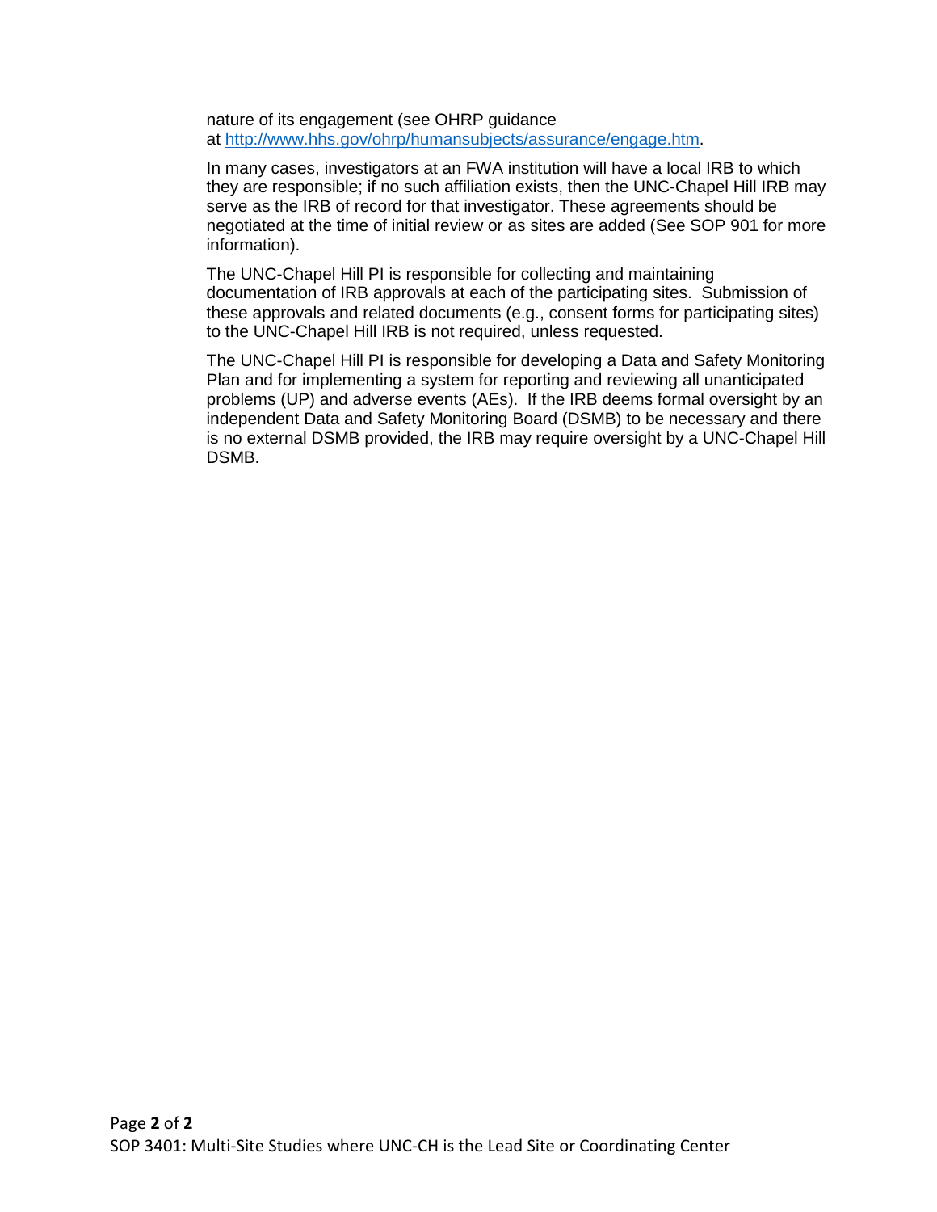nature of its engagement (see OHRP guidance at [http://www.hhs.gov/ohrp/humansubjects/assurance/engage.htm](http://www.hhs.gov/ohrp/humansubjects/assurance/engage.htm).

In many cases, investigators at an FWA institution will have a local IRB to which they are responsible; if no such affiliation exists, then the UNC-Chapel Hill IRB may serve as the IRB of record for that investigator. These agreements should be negotiated at the time of initial review or as sites are added (See SOP 901 for more information).

The UNC-Chapel Hill PI is responsible for collecting and maintaining documentation of IRB approvals at each of the participating sites. Submission of these approvals and related documents (e.g., consent forms for participating sites) to the UNC-Chapel Hill IRB is not required, unless requested.

The UNC-Chapel Hill PI is responsible for developing a Data and Safety Monitoring Plan and for implementing a system for reporting and reviewing all unanticipated problems (UP) and adverse events (AEs). If the IRB deems formal oversight by an independent Data and Safety Monitoring Board (DSMB) to be necessary and there is no external DSMB provided, the IRB may require oversight by a UNC-Chapel Hill DSMB.